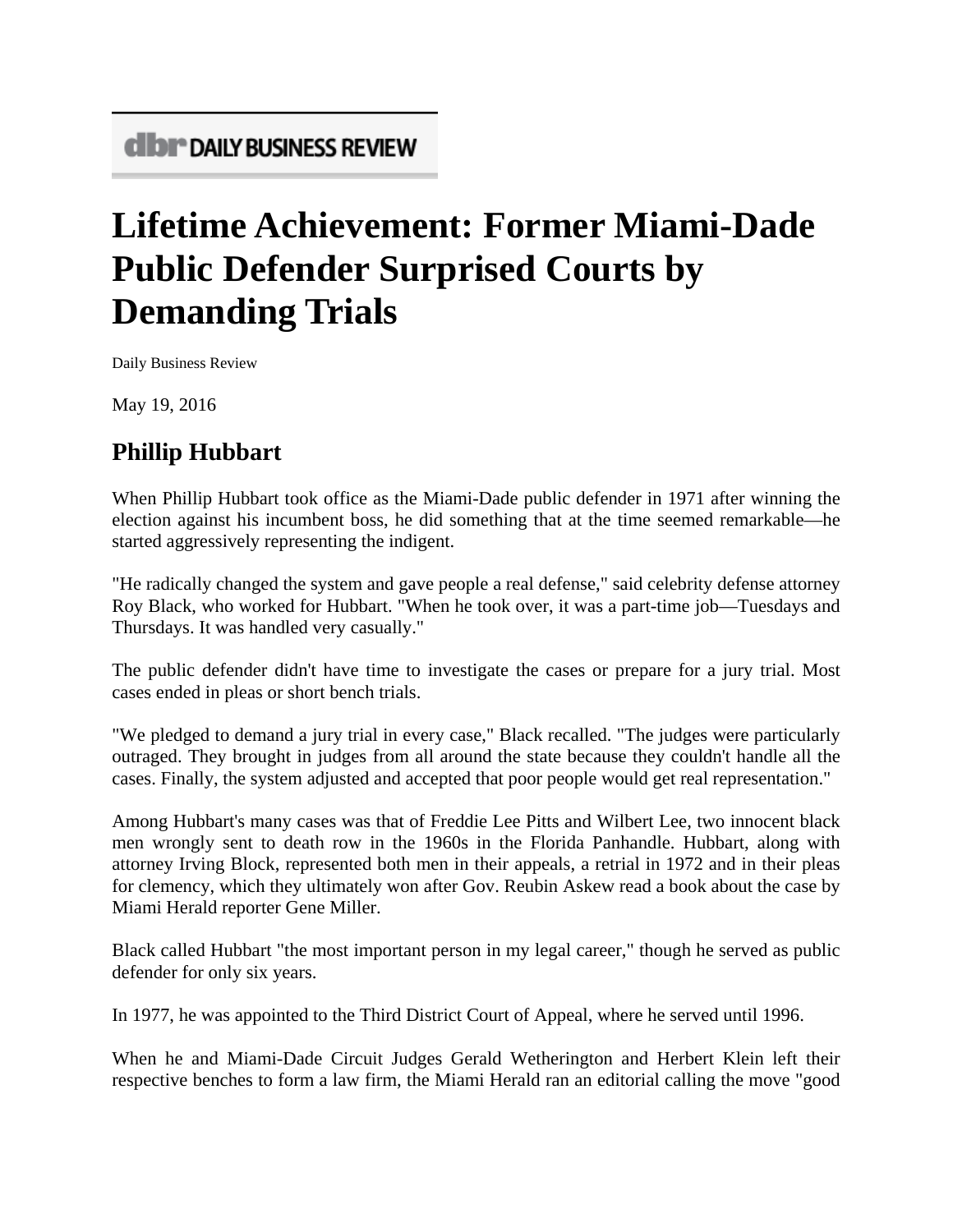**dbr DAILY BUSINESS REVIEW**

# Lifetime Achievement: Former Miami-Dade Public Defender Surprised Courts by Demanding Trials

Daily Business Review

May 19, 2016

## Phillip Hubbart

When Phillip Hubbart took office as the Miami-Dade public defender in 1971 after winning the election against his incumbent boss, he did something that at the time seemed remarkable—he started aggressively representing the indigent.

"He radically changed the system and gave people a real defense," said celebrity defense attorney Roy Black, who worked for Hubbart. "When he took over, it was a part-time job—Tuesdays and Thursdays. It was handled very casually."

The public defender didn't have time to investigate the cases or prepare for a jury trial. Most cases ended in pleas or short bench trials.

"We pledged to demand a jury trial in every case," Black recalled. "The judges were particularly outraged. They brought in judges from all around the state because they couldn't handle all the cases. Finally, the system adjusted and accepted that poor people would get real representation."

Among Hubbart's many cases was that of Freddie Lee Pitts and Wilbert Lee, two innocent black men wrongly sent to death row in the 1960s in the Florida Panhandle. Hubbart, along with attorney Irving Block, represented both men in their appeals, a retrial in 1972 and in their pleas for clemency, which they ultimately won after Gov. Reubin Askew read a book about the case by Miami Herald reporter Gene Miller.

Black called Hubbart "the most important person in my legal career," though he served as public defender for only six years.

In 1977, he was appointed to the Third District Court of Appeal, where he served until 1996.

When he and Miami-Dade Circuit Judges Gerald Wetherington and Herbert Klein left their respective benches to form a law firm, the Miami Herald ran an editorial calling the move "good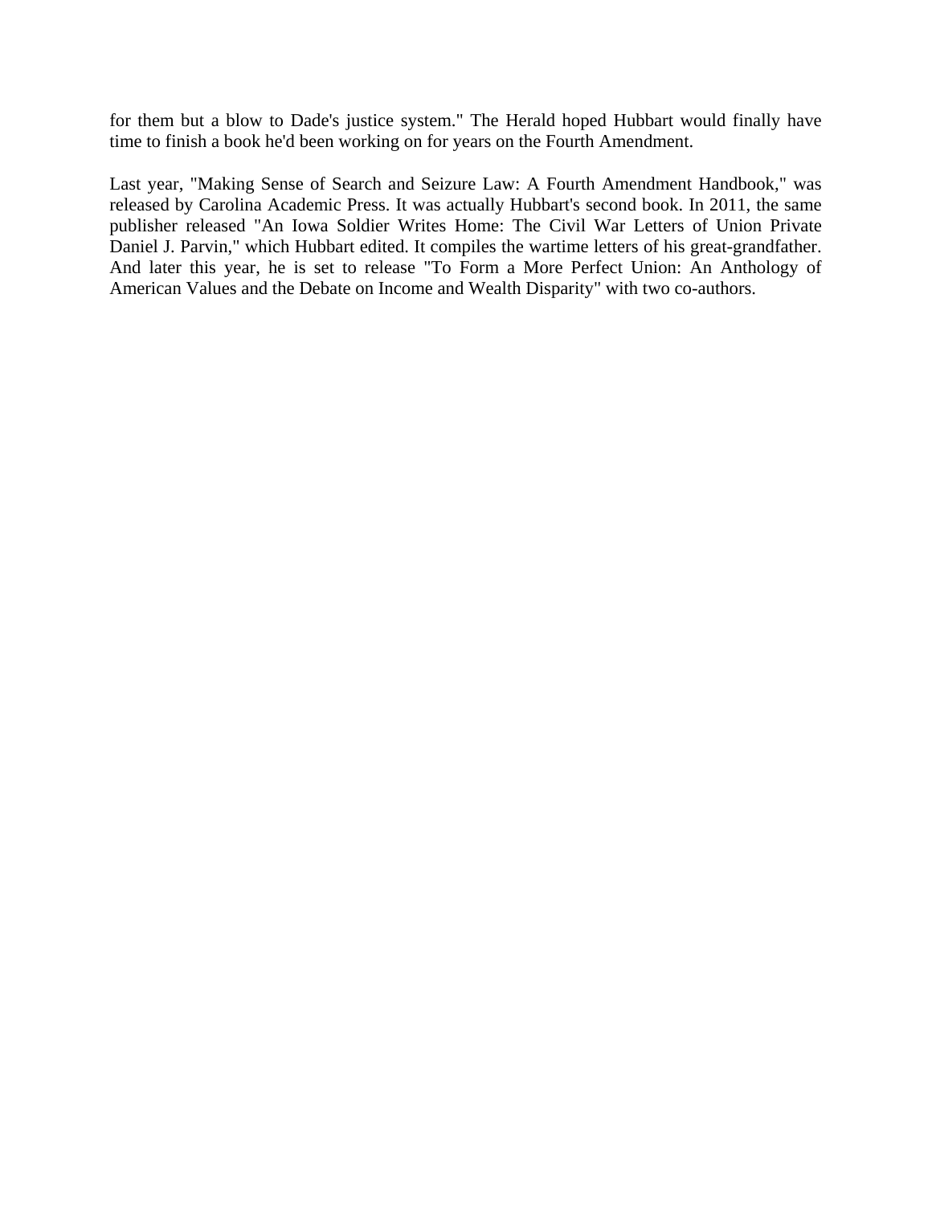for them but a blow to Dade's justice system." The Herald hoped Hubbart would finally have time to finish a book he'd been working on for years on the Fourth Amendment.

Last year, "Making Sense of Search and Seizure Law: A Fourth Amendment Handbook," was released by Carolina Academic Press. It was actually Hubbart's second book. In 2011, the same publisher released "An Iowa Soldier Writes Home: The Civil War Letters of Union Private Daniel J. Parvin," which Hubbart edited. It compiles the wartime letters of his great-grandfather. And later this year, he is set to release "To Form a More Perfect Union: An Anthology of American Values and the Debate on Income and Wealth Disparity" with two co-authors.